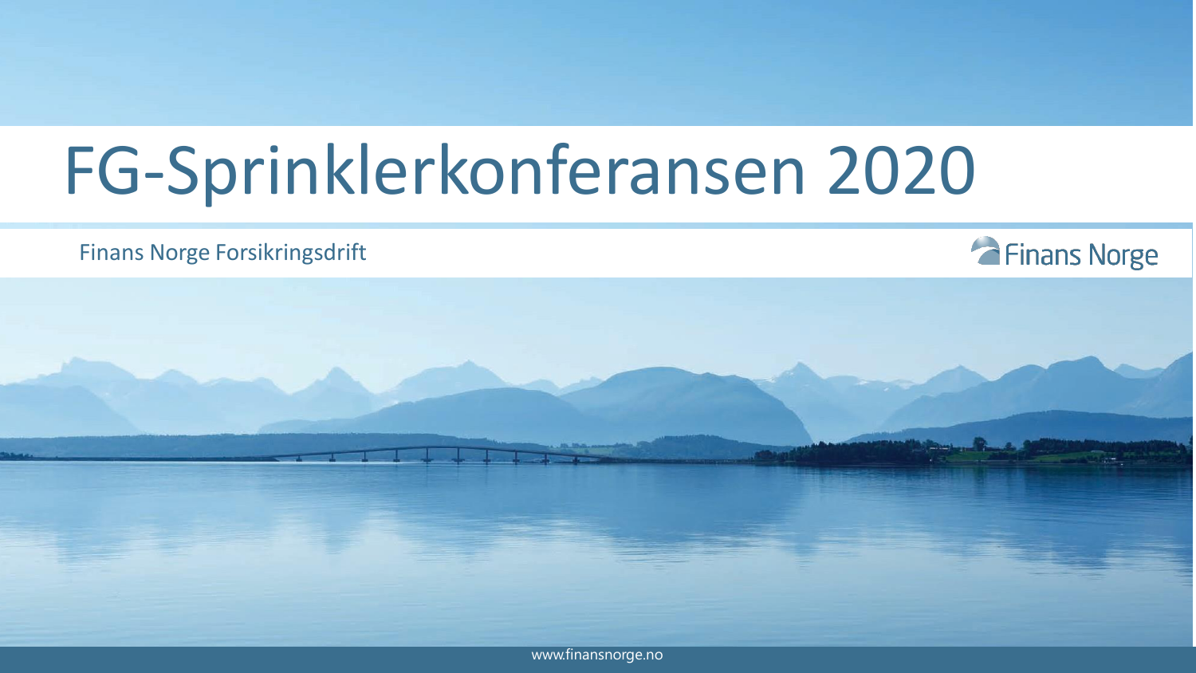# FG-Sprinklerkonferansen 2020

Finans Norge Forsikringsdrift

Finans Norge

www.finansnorge.no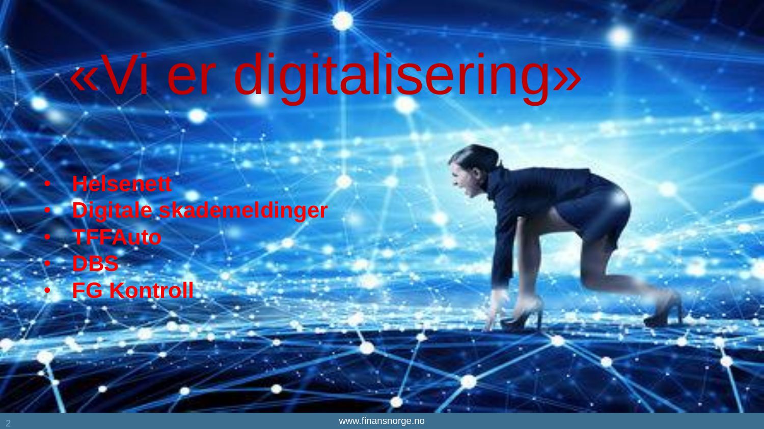# «Vi er digitalisering»

- **Helsenett**
- **Digitale skademeldinger**
- **TFFAuto**
- **DBS**
- **FG Kontroll**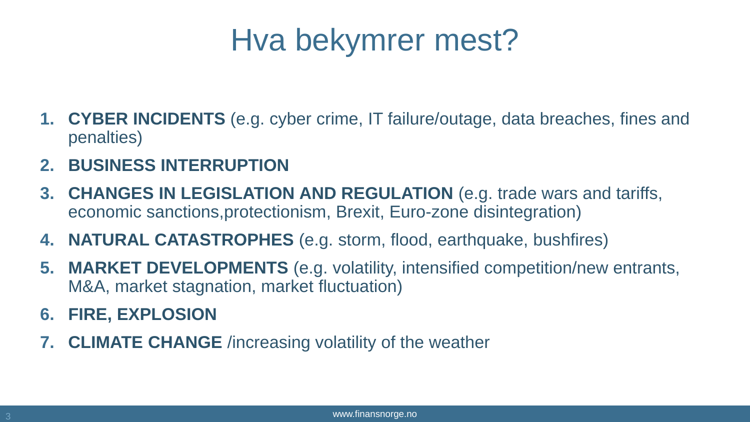# Hva bekymrer mest?

1. **CYBER INCIDENTS** (e.g. cyber crime, IT failure/outage, data breaches, fines and penalties)
2. **BUSINESS INTERRUPTION**
3. **CHANGES IN LEGISLATION AND REGULATION** (e.g. trade wars and tariffs, economic sanctions,protectionism, Brexit, Euro-zone disintegration)
4. **NATURAL CATASTROPHES** (e.g. storm, flood, earthquake, bushfires)
5. **MARKET DEVELOPMENTS** (e.g. volatility, intensified competition/new entrants, M&A, market stagnation, market fluctuation)
6. **FIRE, EXPLOSION**
7. **CLIMATE CHANGE** /increasing volatility of the weather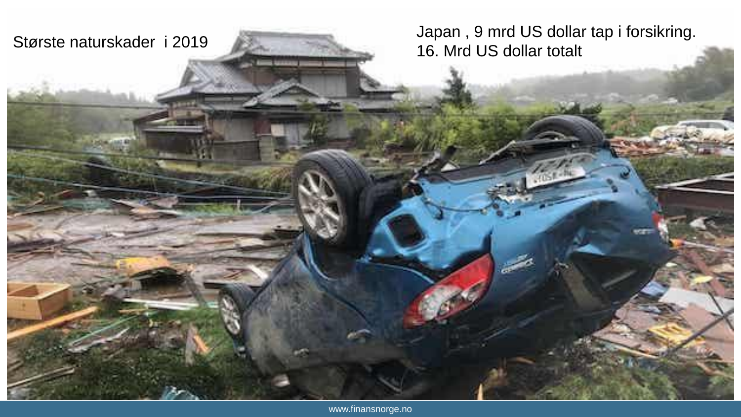Største naturskader i 2019

Japan , 9 mrd US dollar tap i forsikring.
16. Mrd US dollar totalt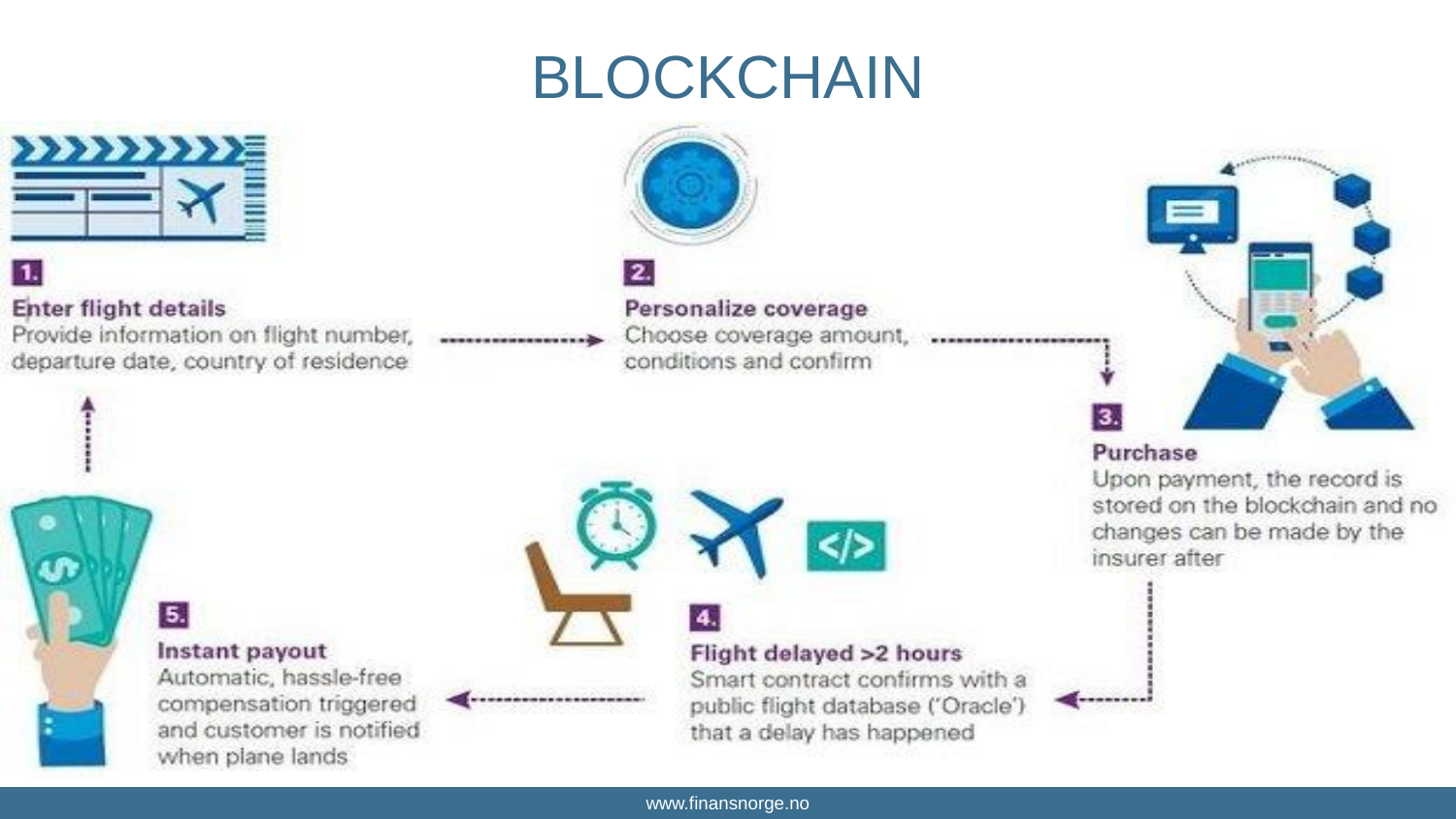# BLOCKCHAIN

**1.**

**Enter flight details**

Provide information on flight number, departure date, country of residence

**2.**

**Personalize coverage**

Choose coverage amount, conditions and confirm

**3.**

**Purchase**

Upon payment, the record is stored on the blockchain and no changes can be made by the insurer after

**4.**

**Flight delayed >2 hours**

Smart contract confirms with a public flight database ('Oracle') that a delay has happened

**5.**

**Instant payout**

Automatic, hassle-free compensation triggered and customer is notified when plane lands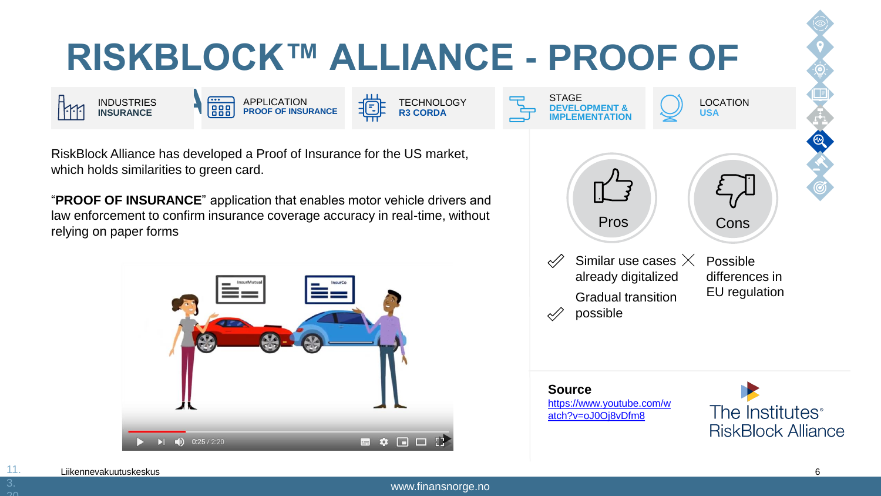# RISKBLOCK™ ALLIANCE - PROOF OF

| INDUSTRIES | APPLICATION | TECHNOLOGY | STAGE | LOCATION |
|---|---|---|---|---|
| INSURANCE | PROOF OF INSURANCE | R3 CORDA | DEVELOPMENT & IMPLEMENTATION | USA |

RiskBlock Alliance has developed a Proof of Insurance for the US market, which holds similarities to green card.

"**PROOF OF INSURANCE**" application that enables motor vehicle drivers and law enforcement to confirm insurance coverage accuracy in real-time, without relying on paper forms

**Pros**

- Similar use cases already digitalized
- Gradual transition possible

**Cons**

- Possible differences in EU regulation

**Source**
https://www.youtube.com/watch?v=oJ0Oj8vDfm8

The Institutes® RiskBlock Alliance

Liikennevakuutuskeskus

www.finansnorge.no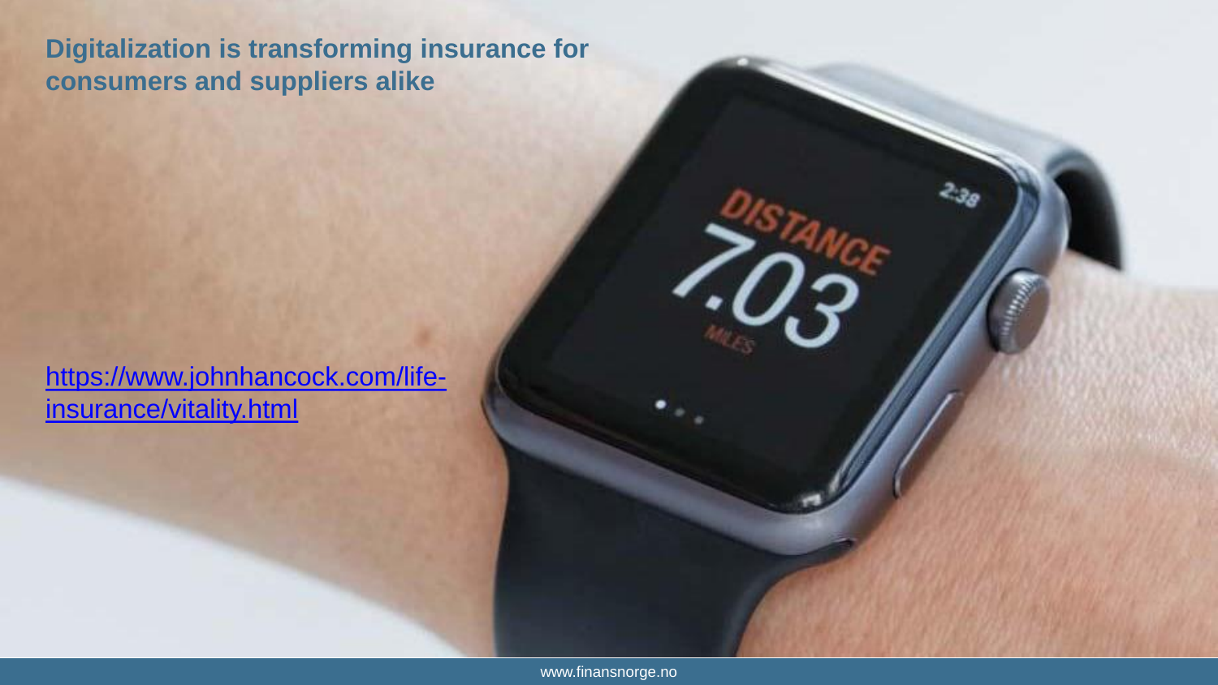## Digitalization is transforming insurance for consumers and suppliers alike

[https://www.johnhancock.com/life-insurance/vitality.html](https://www.johnhancock.com/life-insurance/vitality.html)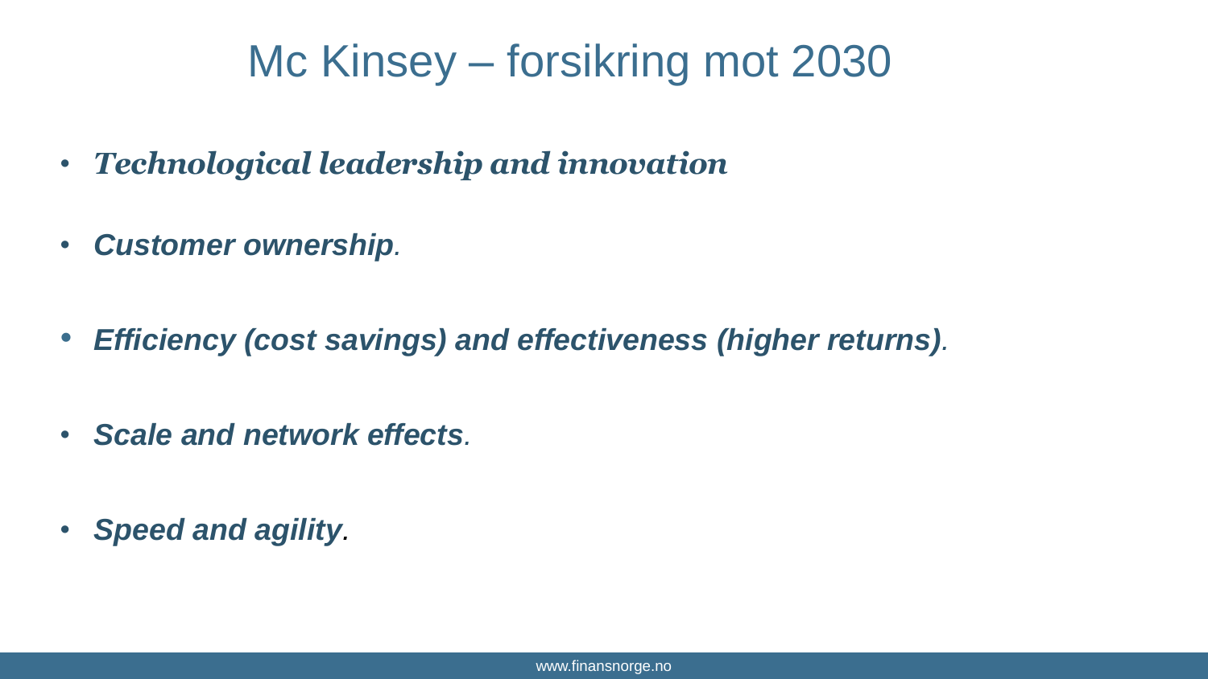# Mc Kinsey – forsikring mot 2030

- ***Technological leadership and innovation***
- ***Customer ownership.***
- ***Efficiency (cost savings) and effectiveness (higher returns).***
- ***Scale and network effects.***
- ***Speed and agility.***